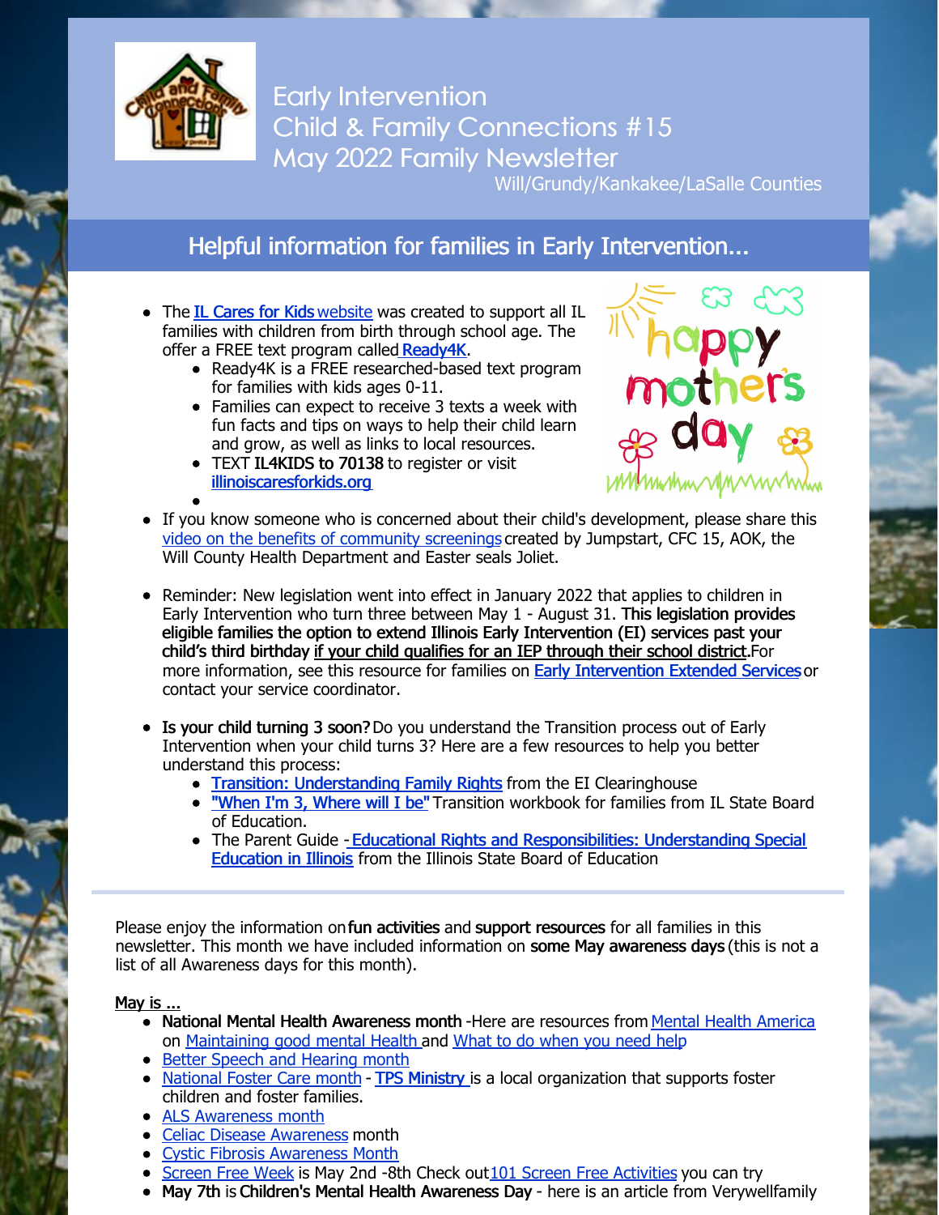# Early Intervention Child & Family Connections #15 May 2022 Family Newsletter

Will/Grundy/Kankakee/LaSalle Counties

## Helpful information for families in Early Intervention...

- The IL Cares for Kids website was created to support all IL families with children from birth through school age. The offer a FREE text program called Ready4K.
  - Ready4K is a FREE researched-based text program for families with kids ages 0-11.
  - Families can expect to receive 3 texts a week with fun facts and tips on ways to help their child learn and grow, as well as links to local resources.
  - TEXT **IL4KIDS to 70138** to register or visit illinoiscaresforkids.org
- If you know someone who is concerned about their child's development, please share this video on the benefits of community screenings created by Jumpstart, CFC 15, AOK, the Will County Health Department and Easter seals Joliet.
- Reminder: New legislation went into effect in January 2022 that applies to children in Early Intervention who turn three between May 1 - August 31. **This legislation provides eligible families the option to extend Illinois Early Intervention (EI) services past your child's third birthday** **if your child qualifies for an IEP through their school district**.For more information, see this resource for families on Early Intervention Extended Services or contact your service coordinator.
- **Is your child turning 3 soon?** Do you understand the Transition process out of Early Intervention when your child turns 3? Here are a few resources to help you better understand this process:
  - Transition: Understanding Family Rights from the EI Clearinghouse
  - "When I'm 3, Where will I be" Transition workbook for families from IL State Board of Education.
  - The Parent Guide - Educational Rights and Responsibilities: Understanding Special Education in Illinois from the Illinois State Board of Education

---

Please enjoy the information on **fun activities** and **support resources** for all families in this newsletter. This month we have included information on **some May awareness days** (this is not a list of all Awareness days for this month).

**May is ...**

- **National Mental Health Awareness month** -Here are resources from Mental Health America on Maintaining good mental Health and What to do when you need help
- Better Speech and Hearing month
- National Foster Care month - **TPS Ministry** is a local organization that supports foster children and foster families.
- ALS Awareness month
- Celiac Disease Awareness month
- Cystic Fibrosis Awareness Month
- Screen Free Week is May 2nd -8th Check out 101 Screen Free Activities you can try
- **May 7th** is **Children's Mental Health Awareness Day** - here is an article from Verywellfamily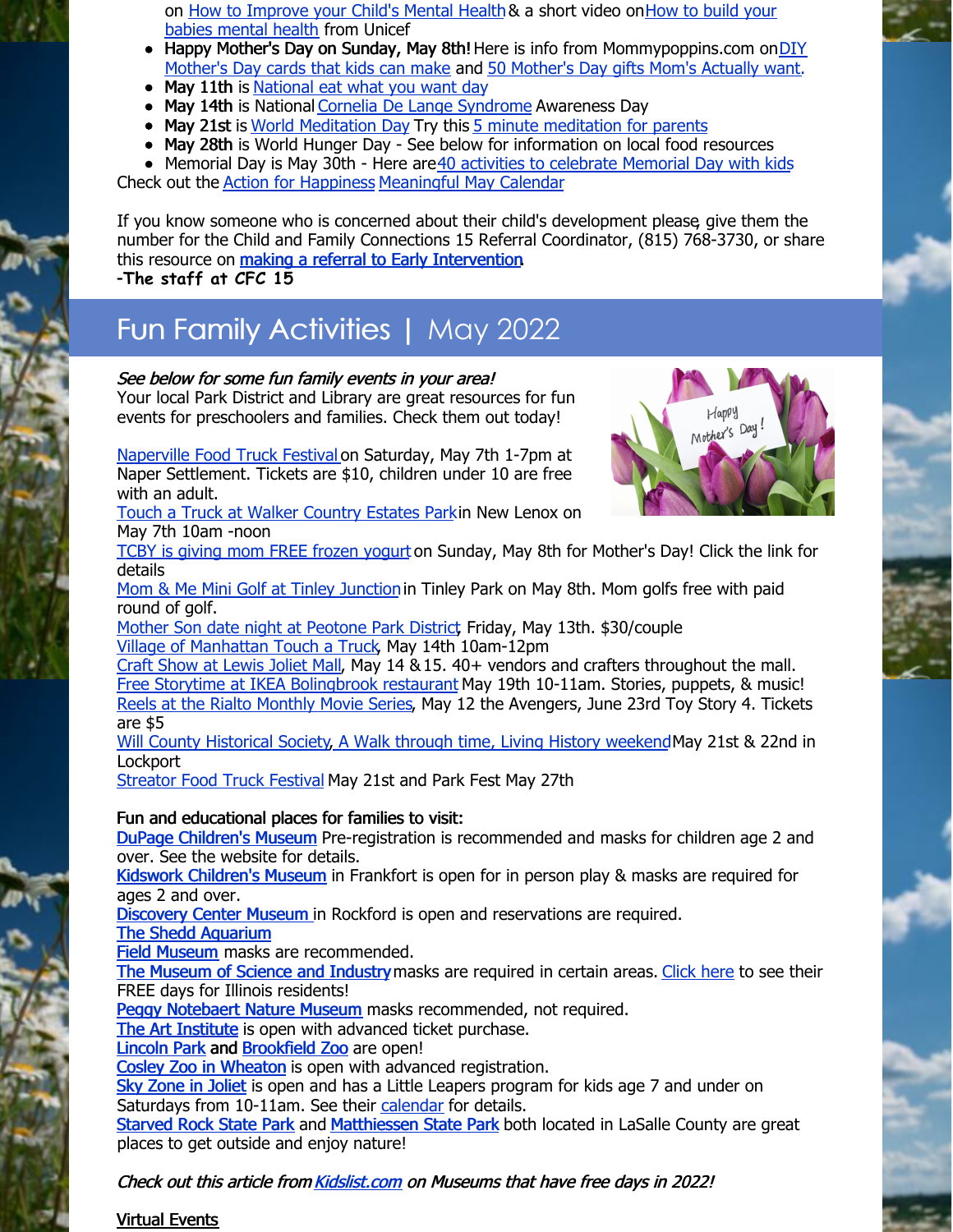on How to Improve your Child's Mental Health & a short video on How to build your babies mental health from Unicef

- **Happy Mother's Day on Sunday, May 8th!** Here is info from Mommypoppins.com on DIY Mother's Day cards that kids can make and 50 Mother's Day gifts Mom's Actually want.
- **May 11th** is National eat what you want day
- **May 14th** is National Cornelia De Lange Syndrome Awareness Day
- **May 21st** is World Meditation Day Try this 5 minute meditation for parents
- **May 28th** is World Hunger Day - See below for information on local food resources
- Memorial Day is May 30th - Here are 40 activities to celebrate Memorial Day with kids

Check out the Action for Happiness Meaningful May Calendar

If you know someone who is concerned about their child's development please, give them the number for the Child and Family Connections 15 Referral Coordinator, (815) 768-3730, or share this resource on **making a referral to Early Intervention**.

**-The staff at CFC 15**

# Fun Family Activities | May 2022

*See below for some fun family events in your area!*
Your local Park District and Library are great resources for fun events for preschoolers and families. Check them out today!

Naperville Food Truck Festival on Saturday, May 7th 1-7pm at Naper Settlement. Tickets are $10, children under 10 are free with an adult.
Touch a Truck at Walker Country Estates Park in New Lenox on May 7th 10am -noon
TCBY is giving mom FREE frozen yogurt on Sunday, May 8th for Mother's Day! Click the link for details
Mom & Me Mini Golf at Tinley Junction in Tinley Park on May 8th. Mom golfs free with paid round of golf.
Mother Son date night at Peotone Park District, Friday, May 13th. $30/couple
Village of Manhattan Touch a Truck, May 14th 10am-12pm
Craft Show at Lewis Joliet Mall, May 14 & 15. 40+ vendors and crafters throughout the mall.
Free Storytime at IKEA Bolingbrook restaurant May 19th 10-11am. Stories, puppets, & music!
Reels at the Rialto Monthly Movie Series, May 12 the Avengers, June 23rd Toy Story 4. Tickets are $5
Will County Historical Society, A Walk through time, Living History weekend May 21st & 22nd in Lockport
Streator Food Truck Festival May 21st and Park Fest May 27th

**Fun and educational places for families to visit:**
DuPage Children's Museum Pre-registration is recommended and masks for children age 2 and over. See the website for details.
Kidswork Children's Museum in Frankfort is open for in person play & masks are required for ages 2 and over.
Discovery Center Museum in Rockford is open and reservations are required.
The Shedd Aquarium
Field Museum masks are recommended.
The Museum of Science and Industry masks are required in certain areas. Click here to see their FREE days for Illinois residents!
Peggy Notebaert Nature Museum masks recommended, not required.
The Art Institute is open with advanced ticket purchase.
Lincoln Park and Brookfield Zoo are open!
Cosley Zoo in Wheaton is open with advanced registration.
Sky Zone in Joliet is open and has a Little Leapers program for kids age 7 and under on Saturdays from 10-11am. See their calendar for details.
Starved Rock State Park and Matthiessen State Park both located in LaSalle County are great places to get outside and enjoy nature!

*Check out this article from Kidslist.com on Museums that have free days in 2022!*

Virtual Events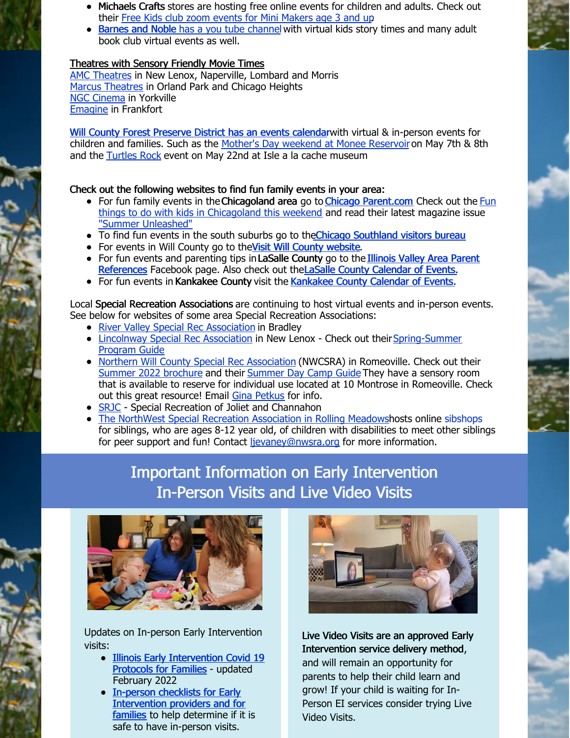- **Michaels Crafts** stores are hosting free online events for children and adults. Check out their Free Kids club zoom events for Mini Makers age 3 and up
- **Barnes and Noble** has a you tube channel with virtual kids story times and many adult book club virtual events as well.

Theatres with Sensory Friendly Movie Times

AMC Theatres in New Lenox, Naperville, Lombard and Morris
Marcus Theatres in Orland Park and Chicago Heights
NGC Cinema in Yorkville
Emagine in Frankfort

Will County Forest Preserve District has an events calendar with virtual & in-person events for children and families. Such as the Mother's Day weekend at Monee Reservoir on May 7th & 8th and the Turtles Rock event on May 22nd at Isle a la cache museum

**Check out the following websites to find fun family events in your area:**

- For fun family events in the **Chicagoland area** go to **Chicago Parent.com** Check out the Fun things to do with kids in Chicagoland this weekend and read their latest magazine issue "Summer Unleashed"
- To find fun events in the south suburbs go to the **Chicago Southland visitors bureau**
- For events in Will County go to the **Visit Will County website**.
- For fun events and parenting tips in **LaSalle County** go to the **Illinois Valley Area Parent References** Facebook page. Also check out the **LaSalle County Calendar of Events.**
- For fun events in **Kankakee County** visit the **Kankakee County Calendar of Events.**

Local **Special Recreation Associations** are continuing to host virtual events and in-person events. See below for websites of some area Special Recreation Associations:

- River Valley Special Rec Association in Bradley
- Lincolnway Special Rec Association in New Lenox - Check out their Spring-Summer Program Guide
- Northern Will County Special Rec Association (NWCSRA) in Romeoville. Check out their Summer 2022 brochure and their Summer Day Camp Guide They have a sensory room that is available to reserve for individual use located at 10 Montrose in Romeoville. Check out this great resource! Email Gina Petkus for info.
- SRJC - Special Recreation of Joliet and Channahon
- The NorthWest Special Recreation Association in Rolling Meadows hosts online sibshops for siblings, who are ages 8-12 year old, of children with disabilities to meet other siblings for peer support and fun! Contact ljevaney@nwsra.org for more information.

## Important Information on Early Intervention In-Person Visits and Live Video Visits

Updates on In-person Early Intervention visits:

- **Illinois Early Intervention Covid 19 Protocols for Families** - updated February 2022
- **In-person checklists for Early Intervention providers and for families** to help determine if it is safe to have in-person visits.

**Live Video Visits are an approved Early Intervention service delivery method**, and will remain an opportunity for parents to help their child learn and grow! If your child is waiting for In-Person EI services consider trying Live Video Visits.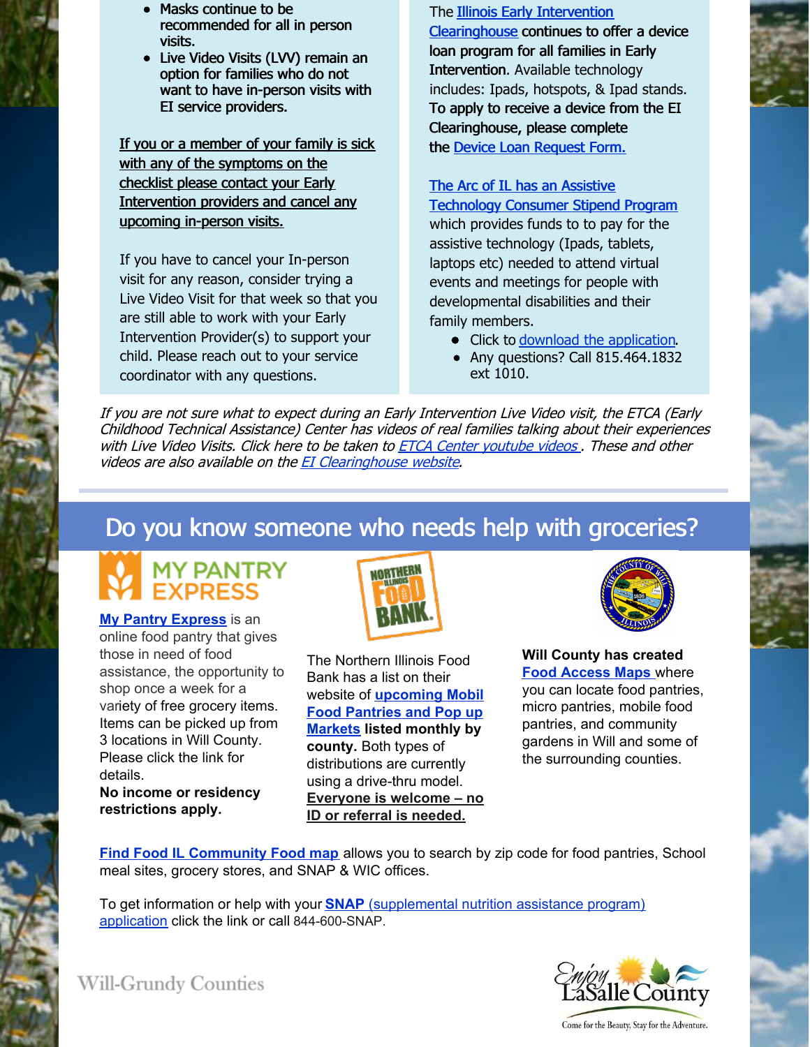- Masks continue to be recommended for all in person visits.
- Live Video Visits (LVV) remain an option for families who do not want to have in-person visits with EI service providers.

If you or a member of your family is sick with any of the symptoms on the checklist please contact your Early Intervention providers and cancel any upcoming in-person visits.

If you have to cancel your In-person visit for any reason, consider trying a Live Video Visit for that week so that you are still able to work with your Early Intervention Provider(s) to support your child. Please reach out to your service coordinator with any questions.

The Illinois Early Intervention Clearinghouse continues to offer a device loan program for all families in Early Intervention. Available technology includes: Ipads, hotspots, & Ipad stands. To apply to receive a device from the EI Clearinghouse, please complete the Device Loan Request Form.

The Arc of IL has an Assistive Technology Consumer Stipend Program which provides funds to to pay for the assistive technology (Ipads, tablets, laptops etc) needed to attend virtual events and meetings for people with developmental disabilities and their family members.

- Click to download the application.
- Any questions? Call 815.464.1832 ext 1010.

*If you are not sure what to expect during an Early Intervention Live Video visit, the ETCA (Early Childhood Technical Assistance) Center has videos of real families talking about their experiences with Live Video Visits. Click here to be taken to ETCA Center youtube videos . These and other videos are also available on the EI Clearinghouse website.*

## Do you know someone who needs help with groceries?

**My Pantry Express** is an online food pantry that gives those in need of food assistance, the opportunity to shop once a week for a variety of free grocery items. Items can be picked up from 3 locations in Will County. Please click the link for details.
**No income or residency restrictions apply.**

The Northern Illinois Food Bank has a list on their website of **upcoming Mobil Food Pantries and Pop up Markets listed monthly by county.** Both types of distributions are currently using a drive-thru model. **Everyone is welcome – no ID or referral is needed.**

**Will County has created Food Access Maps** where you can locate food pantries, micro pantries, mobile food pantries, and community gardens in Will and some of the surrounding counties.

**Find Food IL Community Food map** allows you to search by zip code for food pantries, School meal sites, grocery stores, and SNAP & WIC offices.

To get information or help with your **SNAP** (supplemental nutrition assistance program) application click the link or call 844-600-SNAP.

Will-Grundy Counties

Enjoy LaSalle County — Come for the Beauty, Stay for the Adventure.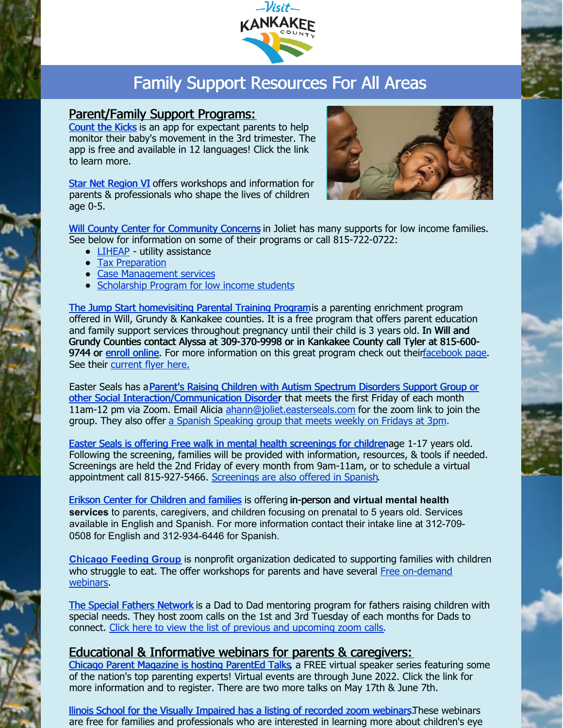# Family Support Resources For All Areas

## Parent/Family Support Programs:

Count the Kicks is an app for expectant parents to help monitor their baby's movement in the 3rd trimester. The app is free and available in 12 languages! Click the link to learn more.

Star Net Region VI offers workshops and information for parents & professionals who shape the lives of children age 0-5.

Will County Center for Community Concerns in Joliet has many supports for low income families. See below for information on some of their programs or call 815-722-0722:

- LIHEAP - utility assistance
- Tax Preparation
- Case Management services
- Scholarship Program for low income students

The Jump Start homevisiting Parental Training Program is a parenting enrichment program offered in Will, Grundy & Kankakee counties. It is a free program that offers parent education and family support services throughout pregnancy until their child is 3 years old. **In Will and Grundy Counties contact Alyssa at 309-370-9998 or in Kankakee County call Tyler at 815-600-9744 or** enroll online. For more information on this great program check out their facebook page. See their current flyer here.

Easter Seals has a **Parent's Raising Children with Autism Spectrum Disorders Support Group or other Social Interaction/Communication Disorder** that meets the first Friday of each month 11am-12 pm via Zoom. Email Alicia ahann@joliet.easterseals.com for the zoom link to join the group. They also offer a Spanish Speaking group that meets weekly on Fridays at 3pm.

Easter Seals is offering Free walk in mental health screenings for children age 1-17 years old. Following the screening, families will be provided with information, resources, & tools if needed. Screenings are held the 2nd Friday of every month from 9am-11am, or to schedule a virtual appointment call 815-927-5466. Screenings are also offered in Spanish.

Erikson Center for Children and families is offering **in-person and virtual mental health services** to parents, caregivers, and children focusing on prenatal to 5 years old. Services available in English and Spanish. For more information contact their intake line at 312-709-0508 for English and 312-934-6446 for Spanish.

**Chicago Feeding Group** is nonprofit organization dedicated to supporting families with children who struggle to eat. The offer workshops for parents and have several Free on-demand webinars.

The Special Fathers Network is a Dad to Dad mentoring program for fathers raising children with special needs. They host zoom calls on the 1st and 3rd Tuesday of each months for Dads to connect. Click here to view the list of previous and upcoming zoom calls.

## Educational & Informative webinars for parents & caregivers:

Chicago Parent Magazine is hosting ParentEd Talks, a FREE virtual speaker series featuring some of the nation's top parenting experts! Virtual events are through June 2022. Click the link for more information and to register. There are two more talks on May 17th & June 7th.

llinois School for the Visually Impaired has a listing of recorded zoom webinars. These webinars are free for families and professionals who are interested in learning more about children's eye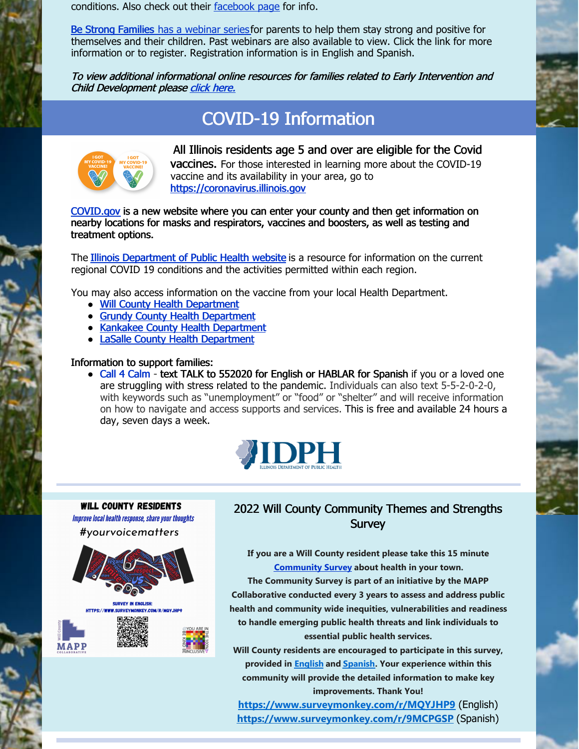conditions. Also check out their facebook page for info.

Be Strong Families has a webinar series for parents to help them stay strong and positive for themselves and their children. Past webinars are also available to view. Click the link for more information or to register. Registration information is in English and Spanish.

*To view additional informational online resources for families related to Early Intervention and Child Development please click here.*

## COVID-19 Information

All Illinois residents age 5 and over are eligible for the Covid vaccines. For those interested in learning more about the COVID-19 vaccine and its availability in your area, go to **https://coronavirus.illinois.gov**

COVID.gov is a new website where you can enter your county and then get information on nearby locations for masks and respirators, vaccines and boosters, as well as testing and treatment options.

The Illinois Department of Public Health website is a resource for information on the current regional COVID 19 conditions and the activities permitted within each region.

You may also access information on the vaccine from your local Health Department.

- Will County Health Department
- Grundy County Health Department
- Kankakee County Health Department
- LaSalle County Health Department

Information to support families:

- Call 4 Calm - text TALK to 552020 for English or HABLAR for Spanish if you or a loved one are struggling with stress related to the pandemic. Individuals can also text 5-5-2-0-2-0, with keywords such as "unemployment" or "food" or "shelter" and will receive information on how to navigate and access supports and services. This is free and available 24 hours a day, seven days a week.

IDPH
ILLINOIS DEPARTMENT OF PUBLIC HEALTH

**WILL COUNTY RESIDENTS**

*Improve local health response, share your thoughts*

#yourvoicematters

SURVEY IN ENGLISH:
HTTPS://WWW.SURVEYMONKEY.COM/R/MQYJHP9

## 2022 Will County Community Themes and Strengths Survey

**If you are a Will County resident please take this 15 minute Community Survey about health in your town.**
**The Community Survey is part of an initiative by the MAPP Collaborative conducted every 3 years to assess and address public health and community wide inequities, vulnerabilities and readiness to handle emerging public health threats and link individuals to essential public health services.**
**Will County residents are encouraged to participate in this survey, provided in English and Spanish. Your experience within this community will provide the detailed information to make key improvements. Thank You!**

**https://www.surveymonkey.com/r/MQYJHP9** (English)
**https://www.surveymonkey.com/r/9MCPGSP** (Spanish)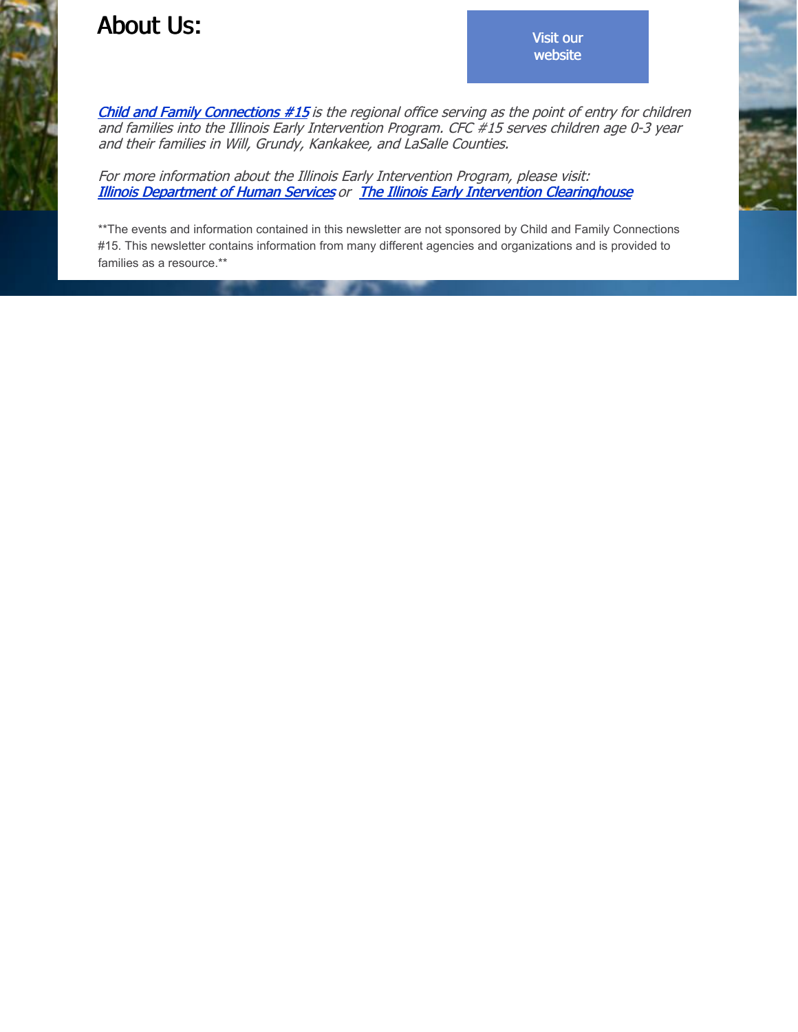## About Us:

Visit our website

*Child and Family Connections #15 is the regional office serving as the point of entry for children and families into the Illinois Early Intervention Program. CFC #15 serves children age 0-3 year and their families in Will, Grundy, Kankakee, and LaSalle Counties.*

*For more information about the Illinois Early Intervention Program, please visit:*
***Illinois Department of Human Services** or **The Illinois Early Intervention Clearinghouse***

**The events and information contained in this newsletter are not sponsored by Child and Family Connections #15. This newsletter contains information from many different agencies and organizations and is provided to families as a resource.**